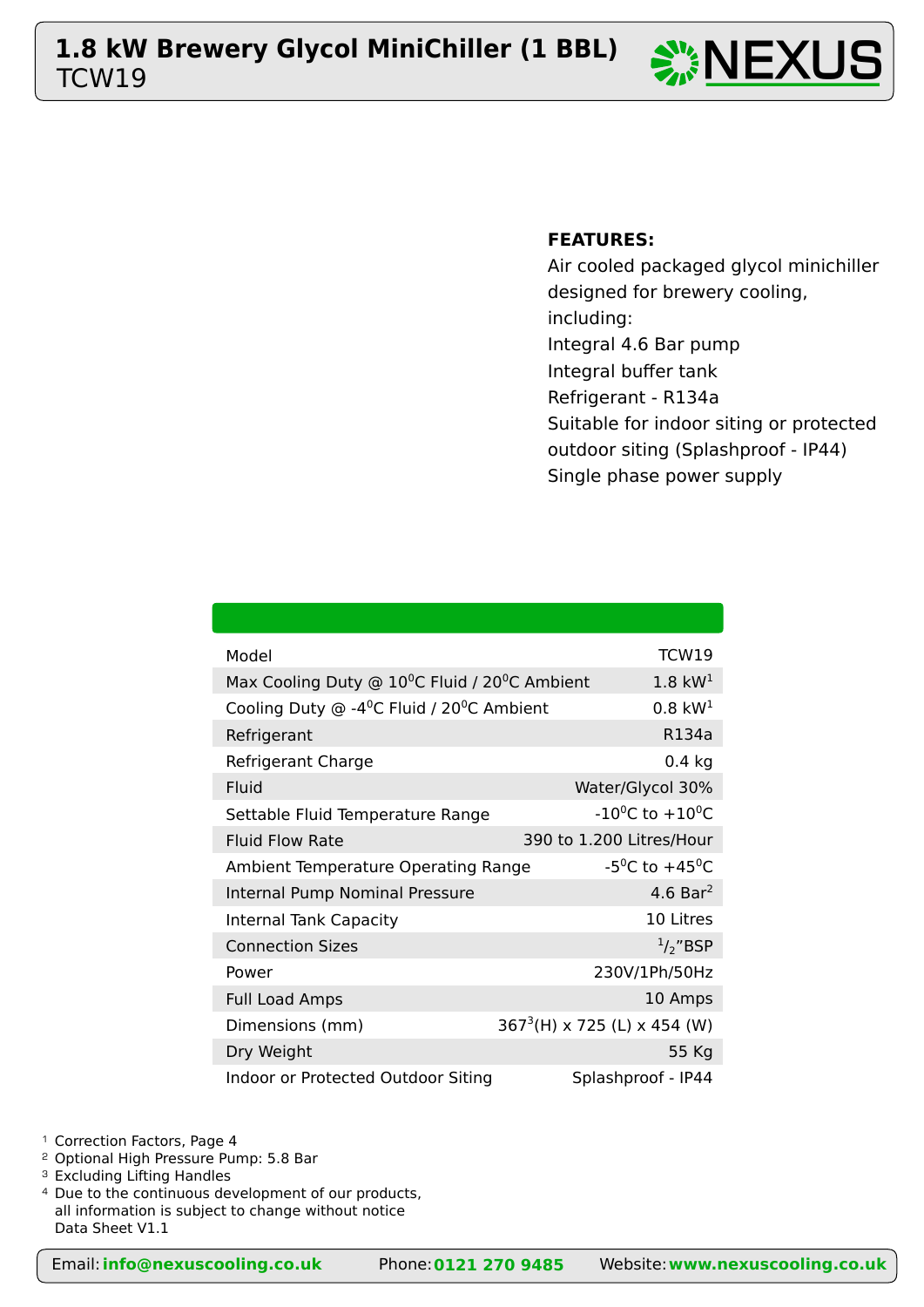# 1.8 kW Brewery Glycol MiniChiller (1 BBL)

TCW19

NEXUS

**FEATURES:**

Air cooled packaged glycol minichiller designed for brewery cooling, including:

Integral 4.6 Bar pump

Integral buffer tank

Refrigerant - R134a

Suitable for indoor siting or protected outdoor siting (Splashproof - IP44)

Single phase power supply

| | |
|---|---|
| Model | TCW19 |
| Max Cooling Duty @ $10^0$C Fluid / $20^0$C Ambient | 1.8 kW[1] |
| Cooling Duty @ -$4^0$C Fluid / $20^0$C Ambient | 0.8 kW[1] |
| Refrigerant | R134a |
| Refrigerant Charge | 0.4 kg |
| Fluid | Water/Glycol 30% |
| Settable Fluid Temperature Range | -$10^0$C to +$10^0$C |
| Fluid Flow Rate | 390 to 1.200 Litres/Hour |
| Ambient Temperature Operating Range | -$5^0$C to +$45^0$C |
| Internal Pump Nominal Pressure | 4.6 Bar[2] |
| Internal Tank Capacity | 10 Litres |
| Connection Sizes | $^1/_2$"BSP |
| Power | 230V/1Ph/50Hz |
| Full Load Amps | 10 Amps |
| Dimensions (mm) | 367[3](H) x 725 (L) x 454 (W) |
| Dry Weight | 55 Kg |
| Indoor or Protected Outdoor Siting | Splashproof - IP44 |

1 Correction Factors, Page 4
2 Optional High Pressure Pump: 5.8 Bar
3 Excluding Lifting Handles
4 Due to the continuous development of our products, all information is subject to change without notice
Data Sheet V1.1

Email: **info@nexuscooling.co.uk** Phone: **0121 270 9485** Website: **www.nexuscooling.co.uk**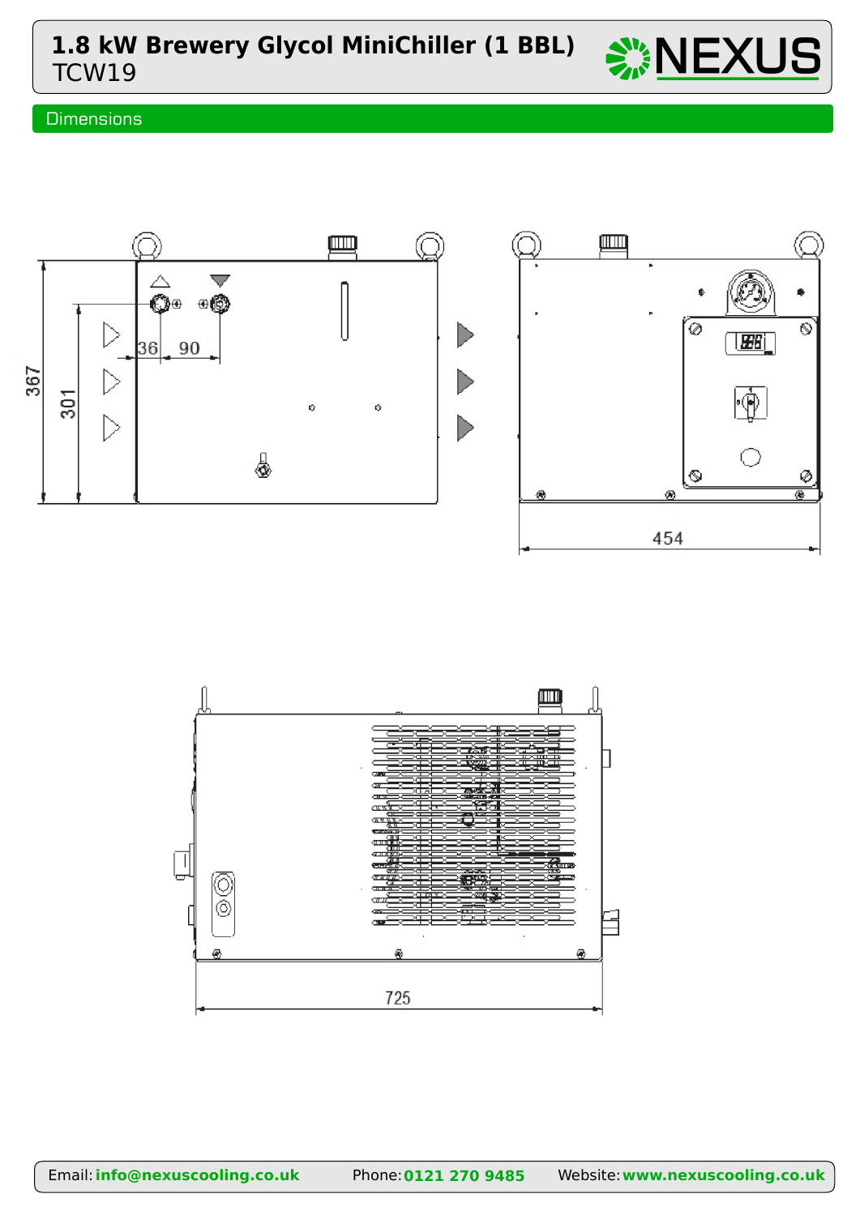# 1.8 kW Brewery Glycol MiniChiller (1 BBL)

TCW19

## Dimensions

367

301

36

90

454

725

Email: **info@nexuscooling.co.uk** Phone: **0121 270 9485** Website: **www.nexuscooling.co.uk**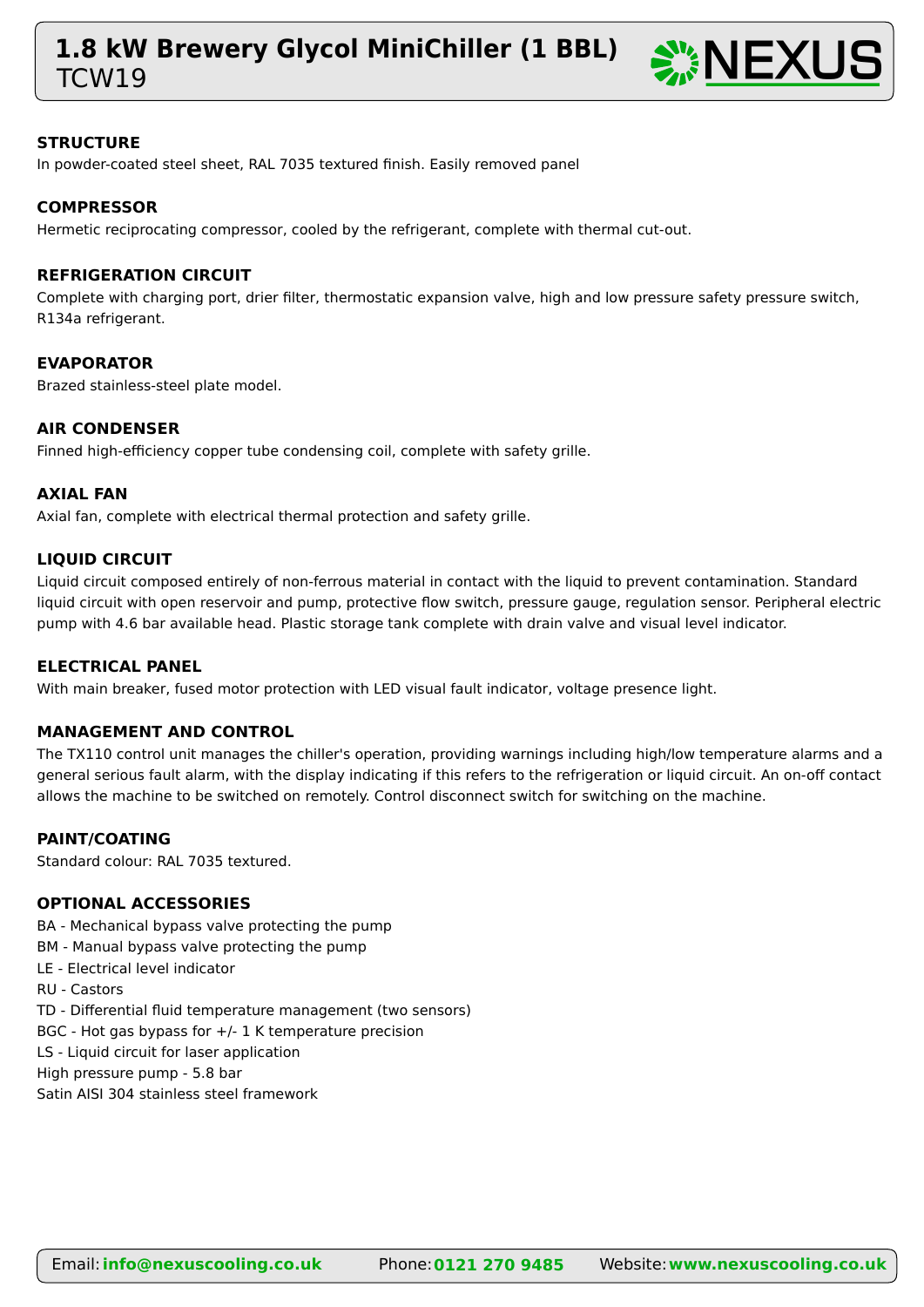# 1.8 kW Brewery Glycol MiniChiller (1 BBL)
TCW19

## STRUCTURE
In powder-coated steel sheet, RAL 7035 textured finish. Easily removed panel

## COMPRESSOR
Hermetic reciprocating compressor, cooled by the refrigerant, complete with thermal cut-out.

## REFRIGERATION CIRCUIT
Complete with charging port, drier filter, thermostatic expansion valve, high and low pressure safety pressure switch, R134a refrigerant.

## EVAPORATOR
Brazed stainless-steel plate model.

## AIR CONDENSER
Finned high-efficiency copper tube condensing coil, complete with safety grille.

## AXIAL FAN
Axial fan, complete with electrical thermal protection and safety grille.

## LIQUID CIRCUIT
Liquid circuit composed entirely of non-ferrous material in contact with the liquid to prevent contamination. Standard liquid circuit with open reservoir and pump, protective flow switch, pressure gauge, regulation sensor. Peripheral electric pump with 4.6 bar available head. Plastic storage tank complete with drain valve and visual level indicator.

## ELECTRICAL PANEL
With main breaker, fused motor protection with LED visual fault indicator, voltage presence light.

## MANAGEMENT AND CONTROL
The TX110 control unit manages the chiller's operation, providing warnings including high/low temperature alarms and a general serious fault alarm, with the display indicating if this refers to the refrigeration or liquid circuit. An on-off contact allows the machine to be switched on remotely. Control disconnect switch for switching on the machine.

## PAINT/COATING
Standard colour: RAL 7035 textured.

## OPTIONAL ACCESSORIES
BA - Mechanical bypass valve protecting the pump
BM - Manual bypass valve protecting the pump
LE - Electrical level indicator
RU - Castors
TD - Differential fluid temperature management (two sensors)
BGC - Hot gas bypass for +/- 1 K temperature precision
LS - Liquid circuit for laser application
High pressure pump - 5.8 bar
Satin AISI 304 stainless steel framework

Email: **info@nexuscooling.co.uk** Phone: **0121 270 9485** Website: **www.nexuscooling.co.uk**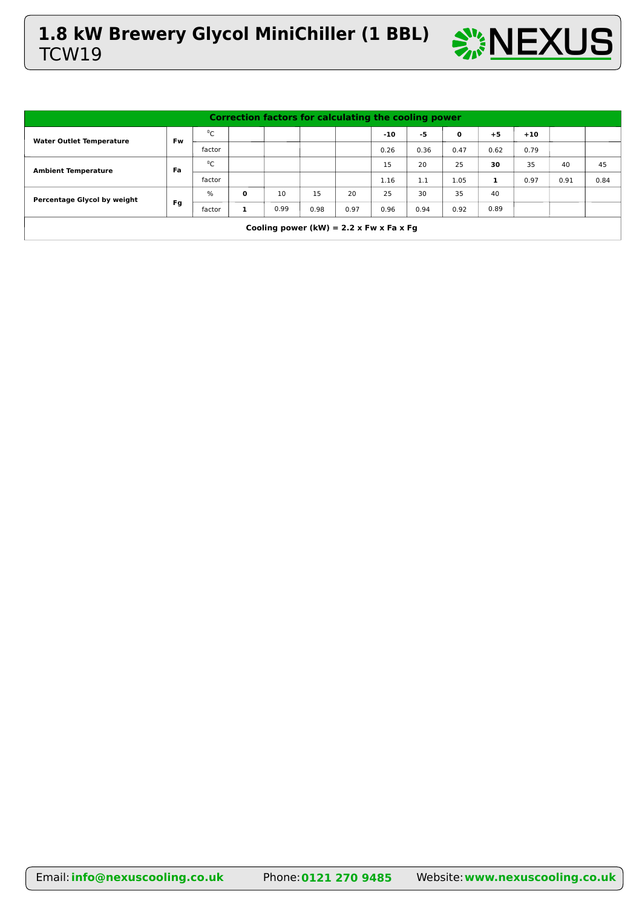| Correction factors for calculating the cooling power | | | | | | | | | | | | | |
|---|---|---|---|---|---|---|---|---|---|---|---|---|---|
| **Water Outlet Temperature** | **Fw** | °C | | | | | **-10** | **-5** | **0** | **+5** | **+10** | | |
| | | factor | | | | | 0.26 | 0.36 | 0.47 | 0.62 | 0.79 | | |
| **Ambient Temperature** | **Fa** | °C | | | | | 15 | 20 | 25 | **30** | 35 | 40 | 45 |
| | | factor | | | | | 1.16 | 1.1 | 1.05 | **1** | 0.97 | 0.91 | 0.84 |
| **Percentage Glycol by weight** | **Fg** | % | **0** | 10 | 15 | 20 | 25 | 30 | 35 | 40 | | | |
| | | factor | **1** | 0.99 | 0.98 | 0.97 | 0.96 | 0.94 | 0.92 | 0.89 | | | |

**Cooling power (kW) = 2.2 x Fw x Fa x Fg**